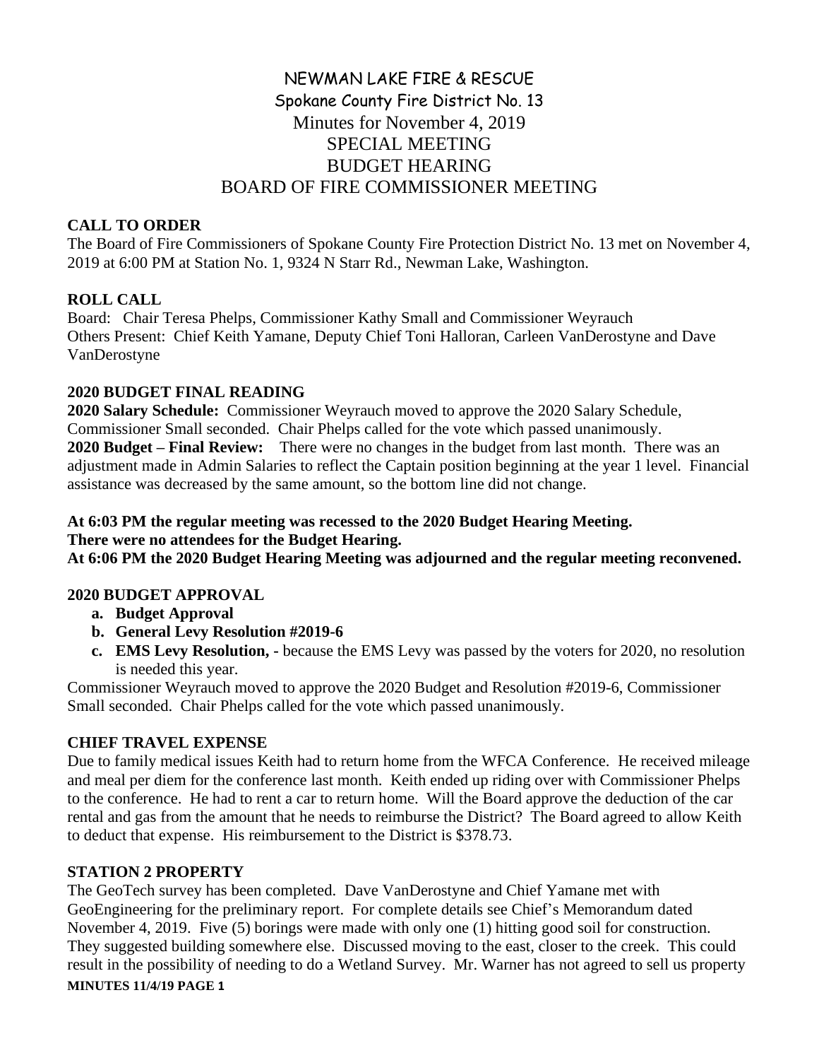# NEWMAN LAKE FIRE & RESCUE
## Spokane County Fire District No. 13
## Minutes for November 4, 2019
## SPECIAL MEETING
## BUDGET HEARING
## BOARD OF FIRE COMMISSIONER MEETING

**CALL TO ORDER**

The Board of Fire Commissioners of Spokane County Fire Protection District No. 13 met on November 4, 2019 at 6:00 PM at Station No. 1, 9324 N Starr Rd., Newman Lake, Washington.

**ROLL CALL**

Board: Chair Teresa Phelps, Commissioner Kathy Small and Commissioner Weyrauch
Others Present: Chief Keith Yamane, Deputy Chief Toni Halloran, Carleen VanDerostyne and Dave VanDerostyne

**2020 BUDGET FINAL READING**

**2020 Salary Schedule:** Commissioner Weyrauch moved to approve the 2020 Salary Schedule, Commissioner Small seconded. Chair Phelps called for the vote which passed unanimously.
**2020 Budget – Final Review:** There were no changes in the budget from last month. There was an adjustment made in Admin Salaries to reflect the Captain position beginning at the year 1 level. Financial assistance was decreased by the same amount, so the bottom line did not change.

**At 6:03 PM the regular meeting was recessed to the 2020 Budget Hearing Meeting.**
**There were no attendees for the Budget Hearing.**
**At 6:06 PM the 2020 Budget Hearing Meeting was adjourned and the regular meeting reconvened.**

**2020 BUDGET APPROVAL**

a. **Budget Approval**
b. **General Levy Resolution #2019-6**
c. **EMS Levy Resolution, -** because the EMS Levy was passed by the voters for 2020, no resolution is needed this year.

Commissioner Weyrauch moved to approve the 2020 Budget and Resolution #2019-6, Commissioner Small seconded. Chair Phelps called for the vote which passed unanimously.

**CHIEF TRAVEL EXPENSE**

Due to family medical issues Keith had to return home from the WFCA Conference. He received mileage and meal per diem for the conference last month. Keith ended up riding over with Commissioner Phelps to the conference. He had to rent a car to return home. Will the Board approve the deduction of the car rental and gas from the amount that he needs to reimburse the District? The Board agreed to allow Keith to deduct that expense. His reimbursement to the District is $378.73.

**STATION 2 PROPERTY**

The GeoTech survey has been completed. Dave VanDerostyne and Chief Yamane met with GeoEngineering for the preliminary report. For complete details see Chief's Memorandum dated November 4, 2019. Five (5) borings were made with only one (1) hitting good soil for construction. They suggested building somewhere else. Discussed moving to the east, closer to the creek. This could result in the possibility of needing to do a Wetland Survey. Mr. Warner has not agreed to sell us property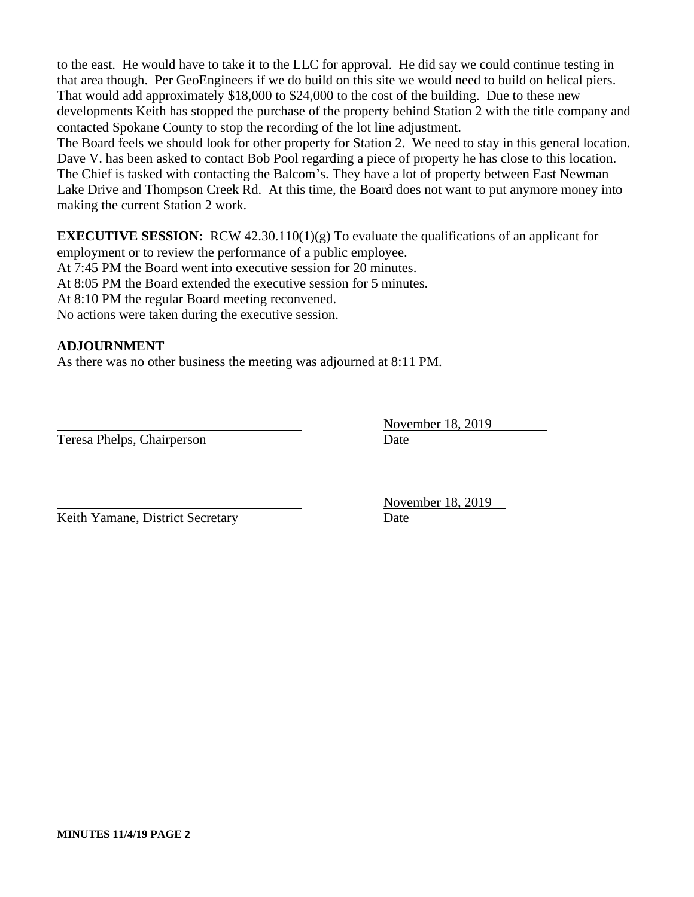to the east. He would have to take it to the LLC for approval. He did say we could continue testing in that area though. Per GeoEngineers if we do build on this site we would need to build on helical piers. That would add approximately $18,000 to $24,000 to the cost of the building. Due to these new developments Keith has stopped the purchase of the property behind Station 2 with the title company and contacted Spokane County to stop the recording of the lot line adjustment.

The Board feels we should look for other property for Station 2. We need to stay in this general location. Dave V. has been asked to contact Bob Pool regarding a piece of property he has close to this location. The Chief is tasked with contacting the Balcom's. They have a lot of property between East Newman Lake Drive and Thompson Creek Rd. At this time, the Board does not want to put anymore money into making the current Station 2 work.

**EXECUTIVE SESSION:** RCW 42.30.110(1)(g) To evaluate the qualifications of an applicant for employment or to review the performance of a public employee.
At 7:45 PM the Board went into executive session for 20 minutes.
At 8:05 PM the Board extended the executive session for 5 minutes.
At 8:10 PM the regular Board meeting reconvened.
No actions were taken during the executive session.

**ADJOURNMENT**

As there was no other business the meeting was adjourned at 8:11 PM.

\_\_\_\_\_\_\_\_\_\_\_\_\_\_\_\_\_\_\_\_\_\_\_\_\_\_\_\_\_\_\_\_\_\_\_\_ November 18, 2019
Teresa Phelps, Chairperson Date

\_\_\_\_\_\_\_\_\_\_\_\_\_\_\_\_\_\_\_\_\_\_\_\_\_\_\_\_\_\_\_\_\_\_\_\_ November 18, 2019
Keith Yamane, District Secretary Date